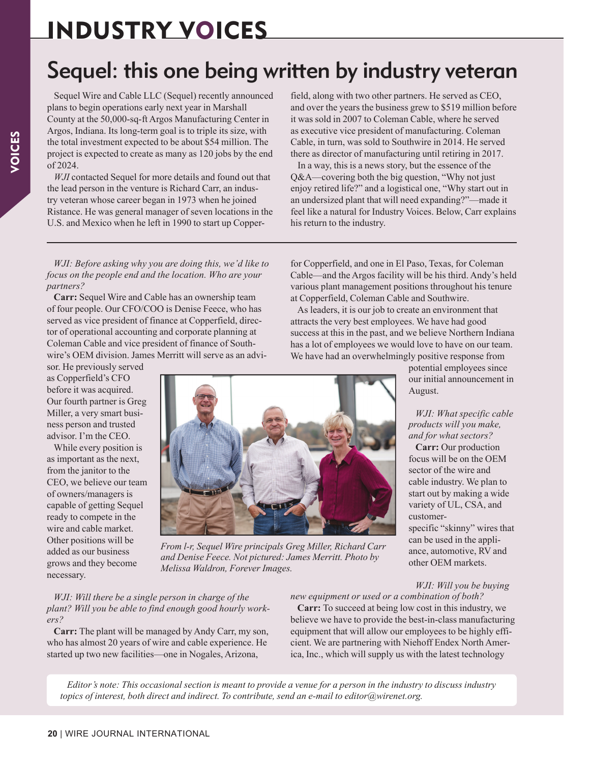# INDUSTRY VOICES

## Sequel: this one being written by industry veteran

Sequel Wire and Cable LLC (Sequel) recently announced plans to begin operations early next year in Marshall County at the 50,000-sq-ft Argos Manufacturing Center in Argos, Indiana. Its long-term goal is to triple its size, with the total investment expected to be about $54 million. The project is expected to create as many as 120 jobs by the end of 2024.

*WJI* contacted Sequel for more details and found out that the lead person in the venture is Richard Carr, an industry veteran whose career began in 1973 when he joined Ristance. He was general manager of seven locations in the U.S. and Mexico when he left in 1990 to start up Copperfield, along with two other partners. He served as CEO, and over the years the business grew to $519 million before it was sold in 2007 to Coleman Cable, where he served as executive vice president of manufacturing. Coleman Cable, in turn, was sold to Southwire in 2014. He served there as director of manufacturing until retiring in 2017.

In a way, this is a news story, but the essence of the Q&A—covering both the big question, "Why not just enjoy retired life?" and a logistical one, "Why start out in an undersized plant that will need expanding?"—made it feel like a natural for Industry Voices. Below, Carr explains his return to the industry.

*WJI: Before asking why you are doing this, we'd like to focus on the people end and the location. Who are your partners?*

**Carr:** Sequel Wire and Cable has an ownership team of four people. Our CFO/COO is Denise Feece, who has served as vice president of finance at Copperfield, director of operational accounting and corporate planning at Coleman Cable and vice president of finance of Southwire's OEM division. James Merritt will serve as an advisor. He previously served as Copperfield's CFO before it was acquired. Our fourth partner is Greg Miller, a very smart business person and trusted advisor. I'm the CEO.

While every position is as important as the next, from the janitor to the CEO, we believe our team of owners/managers is capable of getting Sequel ready to compete in the wire and cable market. Other positions will be added as our business grows and they become necessary.

*From l-r, Sequel Wire principals Greg Miller, Richard Carr and Denise Feece. Not pictured: James Merritt. Photo by Melissa Waldron, Forever Images.*

*WJI: Will there be a single person in charge of the plant? Will you be able to find enough good hourly workers?*

**Carr:** The plant will be managed by Andy Carr, my son, who has almost 20 years of wire and cable experience. He started up two new facilities—one in Nogales, Arizona, for Copperfield, and one in El Paso, Texas, for Coleman Cable—and the Argos facility will be his third. Andy's held various plant management positions throughout his tenure at Copperfield, Coleman Cable and Southwire.

As leaders, it is our job to create an environment that attracts the very best employees. We have had good success at this in the past, and we believe Northern Indiana has a lot of employees we would love to have on our team. We have had an overwhelmingly positive response from potential employees since our initial announcement in August.

*WJI: What specific cable products will you make, and for what sectors?*

**Carr:** Our production focus will be on the OEM sector of the wire and cable industry. We plan to start out by making a wide variety of UL, CSA, and customer-specific "skinny" wires that can be used in the appliance, automotive, RV and other OEM markets.

*WJI: Will you be buying new equipment or used or a combination of both?*

**Carr:** To succeed at being low cost in this industry, we believe we have to provide the best-in-class manufacturing equipment that will allow our employees to be highly efficient. We are partnering with Niehoff Endex North America, Inc., which will supply us with the latest technology

*Editor's note: This occasional section is meant to provide a venue for a person in the industry to discuss industry topics of interest, both direct and indirect. To contribute, send an e-mail to editor@wirenet.org.*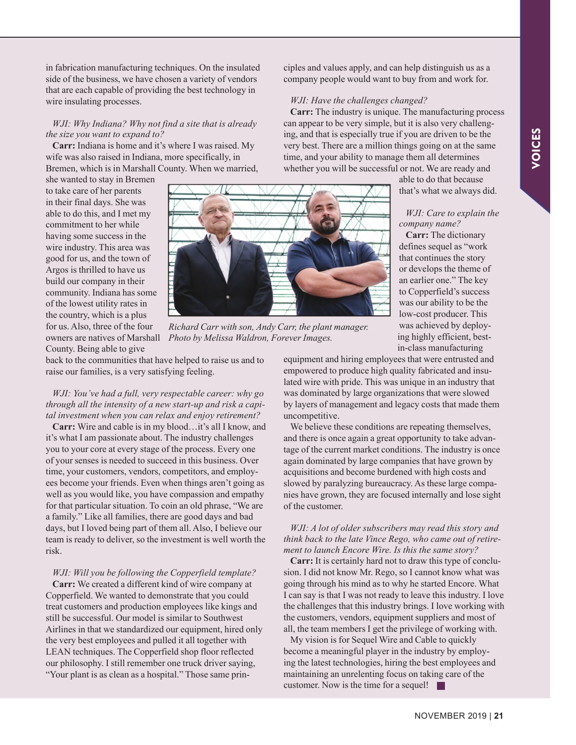in fabrication manufacturing techniques. On the insulated side of the business, we have chosen a variety of vendors that are each capable of providing the best technology in wire insulating processes.

*WJI: Why Indiana? Why not find a site that is already the size you want to expand to?*

**Carr:** Indiana is home and it's where I was raised. My wife was also raised in Indiana, more specifically, in Bremen, which is in Marshall County. When we married, she wanted to stay in Bremen to take care of her parents in their final days. She was able to do this, and I met my commitment to her while having some success in the wire industry. This area was good for us, and the town of Argos is thrilled to have us build our company in their community. Indiana has some of the lowest utility rates in the country, which is a plus for us. Also, three of the four owners are natives of Marshall County. Being able to give back to the communities that have helped to raise us and to raise our families, is a very satisfying feeling.

*Richard Carr with son, Andy Carr, the plant manager. Photo by Melissa Waldron, Forever Images.*

*WJI: You've had a full, very respectable career: why go through all the intensity of a new start-up and risk a capital investment when you can relax and enjoy retirement?*

**Carr:** Wire and cable is in my blood…it's all I know, and it's what I am passionate about. The industry challenges you to your core at every stage of the process. Every one of your senses is needed to succeed in this business. Over time, your customers, vendors, competitors, and employees become your friends. Even when things aren't going as well as you would like, you have compassion and empathy for that particular situation. To coin an old phrase, "We are a family." Like all families, there are good days and bad days, but I loved being part of them all. Also, I believe our team is ready to deliver, so the investment is well worth the risk.

*WJI: Will you be following the Copperfield template?*

**Carr:** We created a different kind of wire company at Copperfield. We wanted to demonstrate that you could treat customers and production employees like kings and still be successful. Our model is similar to Southwest Airlines in that we standardized our equipment, hired only the very best employees and pulled it all together with LEAN techniques. The Copperfield shop floor reflected our philosophy. I still remember one truck driver saying, "Your plant is as clean as a hospital." Those same principles and values apply, and can help distinguish us as a company people would want to buy from and work for.

*WJI: Have the challenges changed?*

**Carr:** The industry is unique. The manufacturing process can appear to be very simple, but it is also very challenging, and that is especially true if you are driven to be the very best. There are a million things going on at the same time, and your ability to manage them all determines whether you will be successful or not. We are ready and able to do that because that's what we always did.

*WJI: Care to explain the company name?*

**Carr:** The dictionary defines sequel as "work that continues the story or develops the theme of an earlier one." The key to Copperfield's success was our ability to be the low-cost producer. This was achieved by deploying highly efficient, best-in-class manufacturing equipment and hiring employees that were entrusted and empowered to produce high quality fabricated and insulated wire with pride. This was unique in an industry that was dominated by large organizations that were slowed by layers of management and legacy costs that made them uncompetitive.

We believe these conditions are repeating themselves, and there is once again a great opportunity to take advantage of the current market conditions. The industry is once again dominated by large companies that have grown by acquisitions and become burdened with high costs and slowed by paralyzing bureaucracy. As these large companies have grown, they are focused internally and lose sight of the customer.

*WJI: A lot of older subscribers may read this story and think back to the late Vince Rego, who came out of retirement to launch Encore Wire. Is this the same story?*

**Carr:** It is certainly hard not to draw this type of conclusion. I did not know Mr. Rego, so I cannot know what was going through his mind as to why he started Encore. What I can say is that I was not ready to leave this industry. I love the challenges that this industry brings. I love working with the customers, vendors, equipment suppliers and most of all, the team members I get the privilege of working with.

My vision is for Sequel Wire and Cable to quickly become a meaningful player in the industry by employing the latest technologies, hiring the best employees and maintaining an unrelenting focus on taking care of the customer. Now is the time for a sequel!